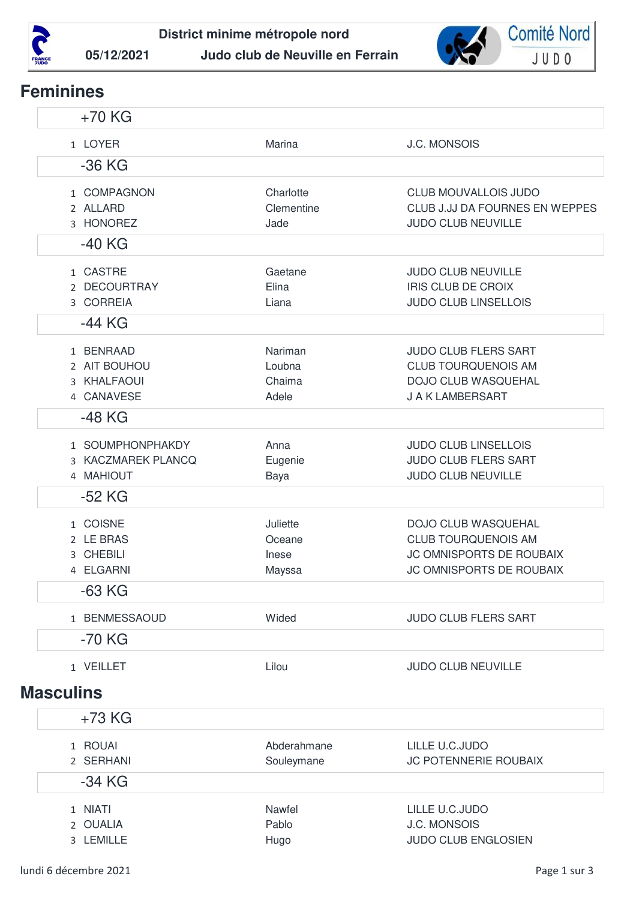District minime métropole nord

05/12/2021 — Judo club de Neuville en Ferrain

Comité Nord JUDO

## Feminines

### +70 KG

| | | | |
|---|---|---|---|
| 1 | LOYER | Marina | J.C. MONSOIS |

### -36 KG

| | | | |
|---|---|---|---|
| 1 | COMPAGNON | Charlotte | CLUB MOUVALLOIS JUDO |
| 2 | ALLARD | Clementine | CLUB J.JJ DA FOURNES EN WEPPES |
| 3 | HONOREZ | Jade | JUDO CLUB NEUVILLE |

### -40 KG

| | | | |
|---|---|---|---|
| 1 | CASTRE | Gaetane | JUDO CLUB NEUVILLE |
| 2 | DECOURTRAY | Elina | IRIS CLUB DE CROIX |
| 3 | CORREIA | Liana | JUDO CLUB LINSELLOIS |

### -44 KG

| | | | |
|---|---|---|---|
| 1 | BENRAAD | Nariman | JUDO CLUB FLERS SART |
| 2 | AIT BOUHOU | Loubna | CLUB TOURQUENOIS AM |
| 3 | KHALFAOUI | Chaima | DOJO CLUB WASQUEHAL |
| 4 | CANAVESE | Adele | J A K LAMBERSART |

### -48 KG

| | | | |
|---|---|---|---|
| 1 | SOUMPHONPHAKDY | Anna | JUDO CLUB LINSELLOIS |
| 3 | KACZMAREK PLANCQ | Eugenie | JUDO CLUB FLERS SART |
| 4 | MAHIOUT | Baya | JUDO CLUB NEUVILLE |

### -52 KG

| | | | |
|---|---|---|---|
| 1 | COISNE | Juliette | DOJO CLUB WASQUEHAL |
| 2 | LE BRAS | Oceane | CLUB TOURQUENOIS AM |
| 3 | CHEBILI | Inese | JC OMNISPORTS DE ROUBAIX |
| 4 | ELGARNI | Mayssa | JC OMNISPORTS DE ROUBAIX |

### -63 KG

| | | | |
|---|---|---|---|
| 1 | BENMESSAOUD | Wided | JUDO CLUB FLERS SART |

### -70 KG

| | | | |
|---|---|---|---|
| 1 | VEILLET | Lilou | JUDO CLUB NEUVILLE |

## Masculins

### +73 KG

| | | | |
|---|---|---|---|
| 1 | ROUAI | Abderahmane | LILLE U.C.JUDO |
| 2 | SERHANI | Souleymane | JC POTENNERIE ROUBAIX |

### -34 KG

| | | | |
|---|---|---|---|
| 1 | NIATI | Nawfel | LILLE U.C.JUDO |
| 2 | OUALIA | Pablo | J.C. MONSOIS |
| 3 | LEMILLE | Hugo | JUDO CLUB ENGLOSIEN |

lundi 6 décembre 2021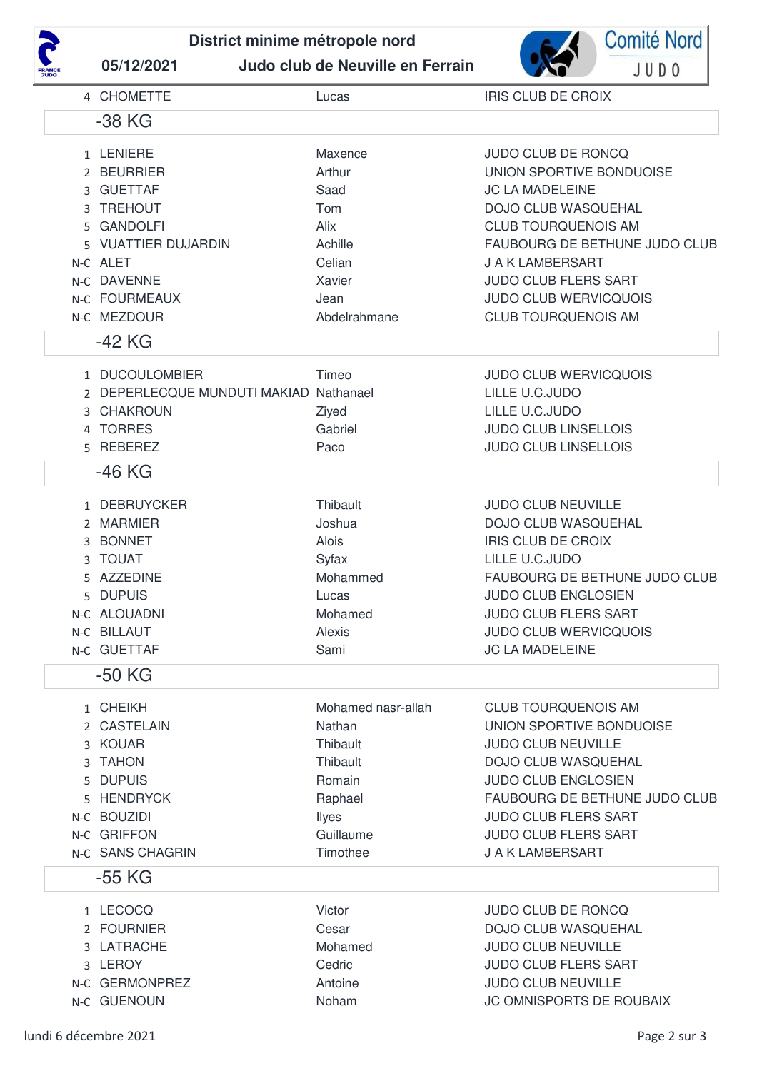| 4 | CHOMETTE | Lucas | IRIS CLUB DE CROIX |
|---|---|---|---|

## -38 KG

| | | | |
|---|---|---|---|
| 1 | LENIERE | Maxence | JUDO CLUB DE RONCQ |
| 2 | BEURRIER | Arthur | UNION SPORTIVE BONDUOISE |
| 3 | GUETTAF | Saad | JC LA MADELEINE |
| 3 | TREHOUT | Tom | DOJO CLUB WASQUEHAL |
| 5 | GANDOLFI | Alix | CLUB TOURQUENOIS AM |
| 5 | VUATTIER DUJARDIN | Achille | FAUBOURG DE BETHUNE JUDO CLUB |
| N-C | ALET | Celian | J A K LAMBERSART |
| N-C | DAVENNE | Xavier | JUDO CLUB FLERS SART |
| N-C | FOURMEAUX | Jean | JUDO CLUB WERVICQUOIS |
| N-C | MEZDOUR | Abdelrahmane | CLUB TOURQUENOIS AM |

## -42 KG

| | | | |
|---|---|---|---|
| 1 | DUCOULOMBIER | Timeo | JUDO CLUB WERVICQUOIS |
| 2 | DEPERLECQUE MUNDUTI MAKIAD | Nathanael | LILLE U.C.JUDO |
| 3 | CHAKROUN | Ziyed | LILLE U.C.JUDO |
| 4 | TORRES | Gabriel | JUDO CLUB LINSELLOIS |
| 5 | REBEREZ | Paco | JUDO CLUB LINSELLOIS |

## -46 KG

| | | | |
|---|---|---|---|
| 1 | DEBRUYCKER | Thibault | JUDO CLUB NEUVILLE |
| 2 | MARMIER | Joshua | DOJO CLUB WASQUEHAL |
| 3 | BONNET | Alois | IRIS CLUB DE CROIX |
| 3 | TOUAT | Syfax | LILLE U.C.JUDO |
| 5 | AZZEDINE | Mohammed | FAUBOURG DE BETHUNE JUDO CLUB |
| 5 | DUPUIS | Lucas | JUDO CLUB ENGLOSIEN |
| N-C | ALOUADNI | Mohamed | JUDO CLUB FLERS SART |
| N-C | BILLAUT | Alexis | JUDO CLUB WERVICQUOIS |
| N-C | GUETTAF | Sami | JC LA MADELEINE |

## -50 KG

| | | | |
|---|---|---|---|
| 1 | CHEIKH | Mohamed nasr-allah | CLUB TOURQUENOIS AM |
| 2 | CASTELAIN | Nathan | UNION SPORTIVE BONDUOISE |
| 3 | KOUAR | Thibault | JUDO CLUB NEUVILLE |
| 3 | TAHON | Thibault | DOJO CLUB WASQUEHAL |
| 5 | DUPUIS | Romain | JUDO CLUB ENGLOSIEN |
| 5 | HENDRYCK | Raphael | FAUBOURG DE BETHUNE JUDO CLUB |
| N-C | BOUZIDI | Ilyes | JUDO CLUB FLERS SART |
| N-C | GRIFFON | Guillaume | JUDO CLUB FLERS SART |
| N-C | SANS CHAGRIN | Timothee | J A K LAMBERSART |

## -55 KG

| | | | |
|---|---|---|---|
| 1 | LECOCQ | Victor | JUDO CLUB DE RONCQ |
| 2 | FOURNIER | Cesar | DOJO CLUB WASQUEHAL |
| 3 | LATRACHE | Mohamed | JUDO CLUB NEUVILLE |
| 3 | LEROY | Cedric | JUDO CLUB FLERS SART |
| N-C | GERMONPREZ | Antoine | JUDO CLUB NEUVILLE |
| N-C | GUENOUN | Noham | JC OMNISPORTS DE ROUBAIX |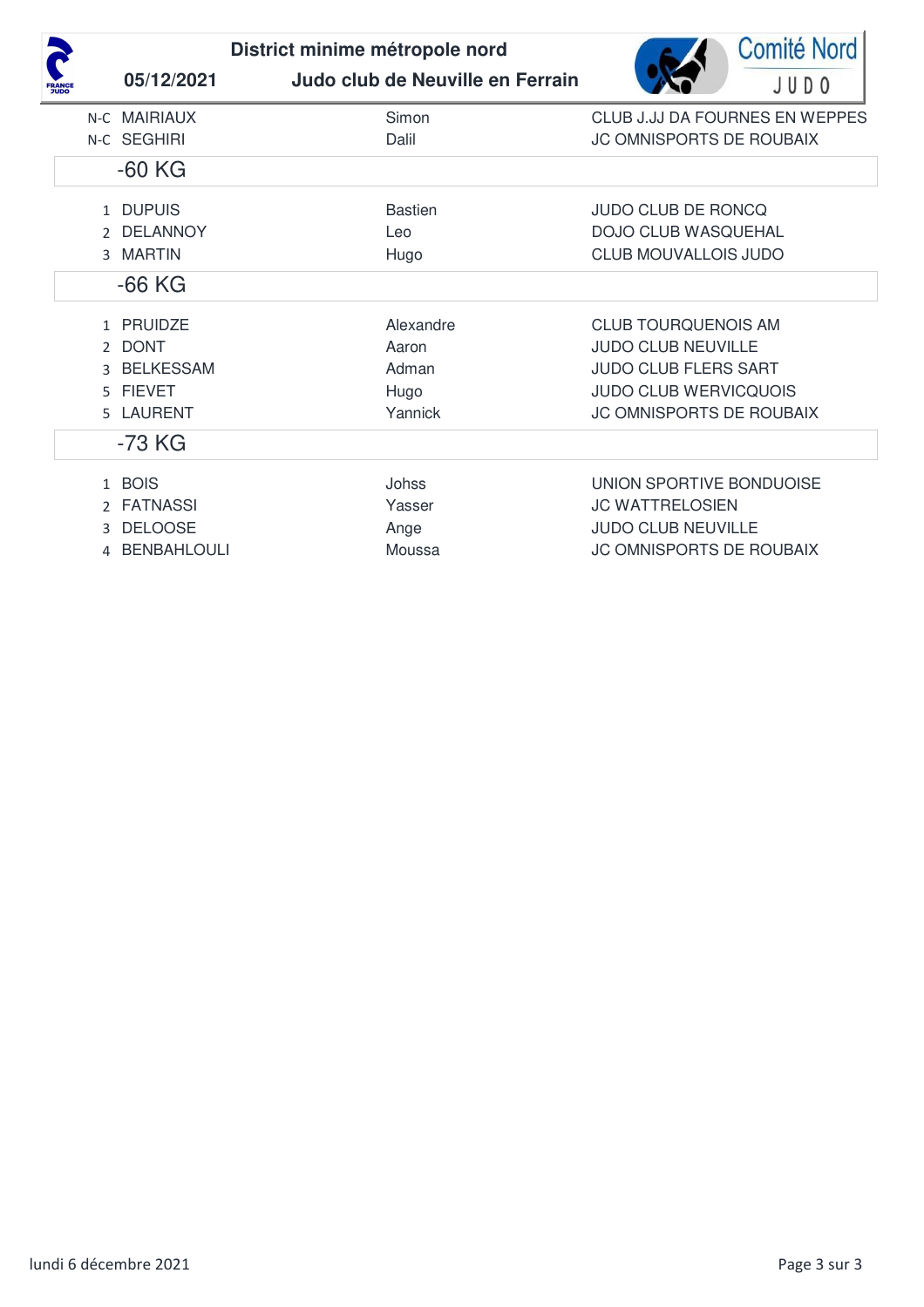**District minime métropole nord**

**05/12/2021** **Judo club de Neuville en Ferrain**

Comité Nord JUDO

| | | | |
|---|---|---|---|
| N-C | MAIRIAUX | Simon | CLUB J.JJ DA FOURNES EN WEPPES |
| N-C | SEGHIRI | Dalil | JC OMNISPORTS DE ROUBAIX |

## -60 KG

| | | | |
|---|---|---|---|
| 1 | DUPUIS | Bastien | JUDO CLUB DE RONCQ |
| 2 | DELANNOY | Leo | DOJO CLUB WASQUEHAL |
| 3 | MARTIN | Hugo | CLUB MOUVALLOIS JUDO |

## -66 KG

| | | | |
|---|---|---|---|
| 1 | PRUIDZE | Alexandre | CLUB TOURQUENOIS AM |
| 2 | DONT | Aaron | JUDO CLUB NEUVILLE |
| 3 | BELKESSAM | Adman | JUDO CLUB FLERS SART |
| 5 | FIEVET | Hugo | JUDO CLUB WERVICQUOIS |
| 5 | LAURENT | Yannick | JC OMNISPORTS DE ROUBAIX |

## -73 KG

| | | | |
|---|---|---|---|
| 1 | BOIS | Johss | UNION SPORTIVE BONDUOISE |
| 2 | FATNASSI | Yasser | JC WATTRELOSIEN |
| 3 | DELOOSE | Ange | JUDO CLUB NEUVILLE |
| 4 | BENBAHLOULI | Moussa | JC OMNISPORTS DE ROUBAIX |

lundi 6 décembre 2021